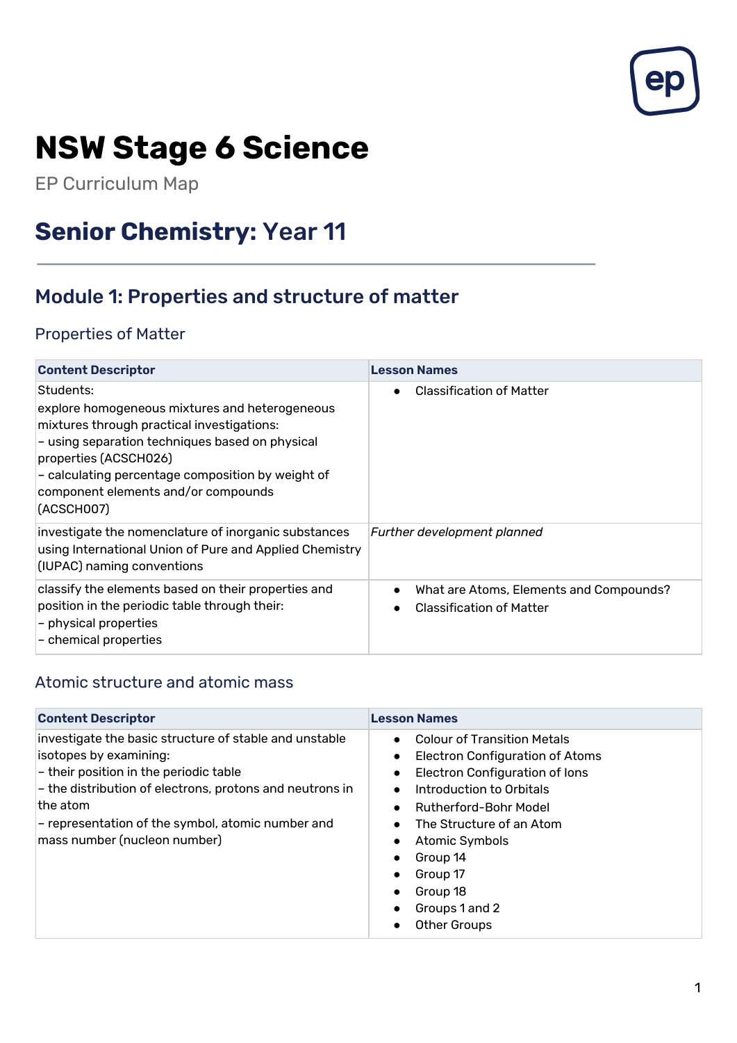# NSW Stage 6 Science

EP Curriculum Map

## Senior Chemistry: Year 11

### Module 1: Properties and structure of matter

#### Properties of Matter

| Content Descriptor | Lesson Names |
| --- | --- |
| Students:<br>explore homogeneous mixtures and heterogeneous mixtures through practical investigations:<br>– using separation techniques based on physical properties (ACSCH026)<br>– calculating percentage composition by weight of component elements and/or compounds (ACSCH007) | • Classification of Matter |
| investigate the nomenclature of inorganic substances using International Union of Pure and Applied Chemistry (IUPAC) naming conventions | *Further development planned* |
| classify the elements based on their properties and position in the periodic table through their:<br>– physical properties<br>– chemical properties | • What are Atoms, Elements and Compounds?<br>• Classification of Matter |

#### Atomic structure and atomic mass

| Content Descriptor | Lesson Names |
| --- | --- |
| investigate the basic structure of stable and unstable isotopes by examining:<br>– their position in the periodic table<br>– the distribution of electrons, protons and neutrons in the atom<br>– representation of the symbol, atomic number and mass number (nucleon number) | • Colour of Transition Metals<br>• Electron Configuration of Atoms<br>• Electron Configuration of Ions<br>• Introduction to Orbitals<br>• Rutherford-Bohr Model<br>• The Structure of an Atom<br>• Atomic Symbols<br>• Group 14<br>• Group 17<br>• Group 18<br>• Groups 1 and 2<br>• Other Groups |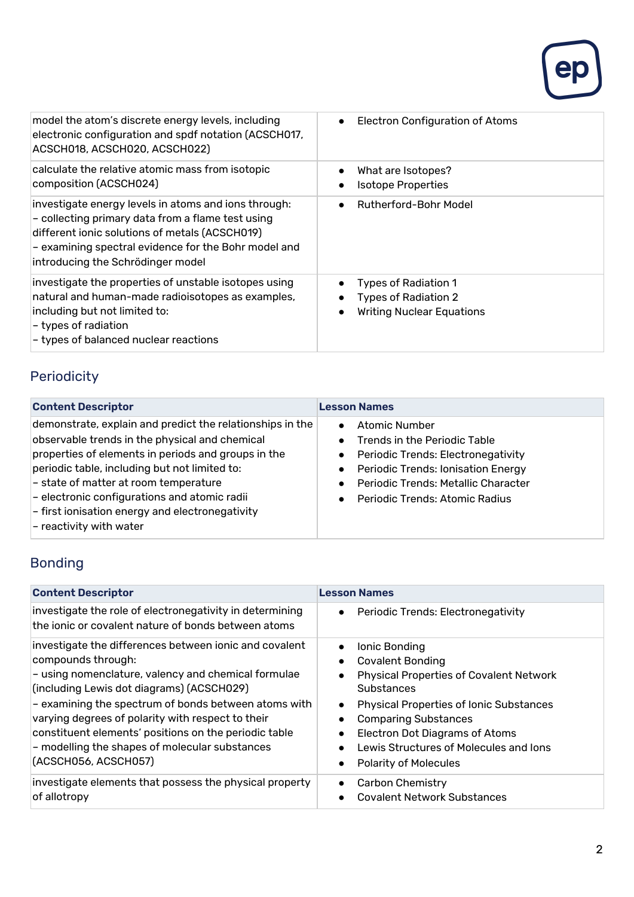| | |
|---|---|
| model the atom's discrete energy levels, including electronic configuration and spdf notation (ACSCH017, ACSCH018, ACSCH020, ACSCH022) | • Electron Configuration of Atoms |
| calculate the relative atomic mass from isotopic composition (ACSCH024) | • What are Isotopes?<br>• Isotope Properties |
| investigate energy levels in atoms and ions through:<br>– collecting primary data from a flame test using different ionic solutions of metals (ACSCH019)<br>– examining spectral evidence for the Bohr model and introducing the Schrödinger model | • Rutherford-Bohr Model |
| investigate the properties of unstable isotopes using natural and human-made radioisotopes as examples, including but not limited to:<br>– types of radiation<br>– types of balanced nuclear reactions | • Types of Radiation 1<br>• Types of Radiation 2<br>• Writing Nuclear Equations |

## Periodicity

| Content Descriptor | Lesson Names |
|---|---|
| demonstrate, explain and predict the relationships in the observable trends in the physical and chemical properties of elements in periods and groups in the periodic table, including but not limited to:<br>– state of matter at room temperature<br>– electronic configurations and atomic radii<br>– first ionisation energy and electronegativity<br>– reactivity with water | • Atomic Number<br>• Trends in the Periodic Table<br>• Periodic Trends: Electronegativity<br>• Periodic Trends: Ionisation Energy<br>• Periodic Trends: Metallic Character<br>• Periodic Trends: Atomic Radius |

## Bonding

| Content Descriptor | Lesson Names |
|---|---|
| investigate the role of electronegativity in determining the ionic or covalent nature of bonds between atoms | • Periodic Trends: Electronegativity |
| investigate the differences between ionic and covalent compounds through:<br>– using nomenclature, valency and chemical formulae (including Lewis dot diagrams) (ACSCH029)<br>– examining the spectrum of bonds between atoms with varying degrees of polarity with respect to their constituent elements' positions on the periodic table<br>– modelling the shapes of molecular substances (ACSCH056, ACSCH057) | • Ionic Bonding<br>• Covalent Bonding<br>• Physical Properties of Covalent Network Substances<br>• Physical Properties of Ionic Substances<br>• Comparing Substances<br>• Electron Dot Diagrams of Atoms<br>• Lewis Structures of Molecules and Ions<br>• Polarity of Molecules |
| investigate elements that possess the physical property of allotropy | • Carbon Chemistry<br>• Covalent Network Substances |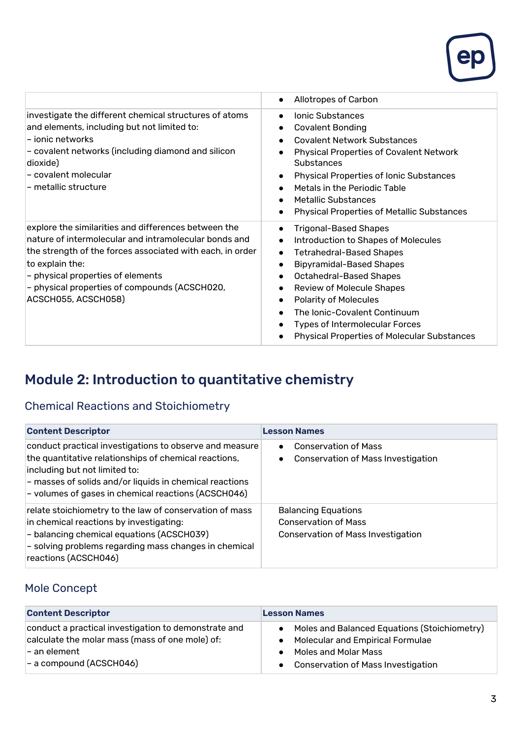| | |
|---|---|
| | • Allotropes of Carbon |
| investigate the different chemical structures of atoms and elements, including but not limited to:<br>– ionic networks<br>– covalent networks (including diamond and silicon dioxide)<br>– covalent molecular<br>– metallic structure | • Ionic Substances<br>• Covalent Bonding<br>• Covalent Network Substances<br>• Physical Properties of Covalent Network Substances<br>• Physical Properties of Ionic Substances<br>• Metals in the Periodic Table<br>• Metallic Substances<br>• Physical Properties of Metallic Substances |
| explore the similarities and differences between the nature of intermolecular and intramolecular bonds and the strength of the forces associated with each, in order to explain the:<br>– physical properties of elements<br>– physical properties of compounds (ACSCH020, ACSCH055, ACSCH058) | • Trigonal-Based Shapes<br>• Introduction to Shapes of Molecules<br>• Tetrahedral-Based Shapes<br>• Bipyramidal-Based Shapes<br>• Octahedral-Based Shapes<br>• Review of Molecule Shapes<br>• Polarity of Molecules<br>• The Ionic-Covalent Continuum<br>• Types of Intermolecular Forces<br>• Physical Properties of Molecular Substances |

## Module 2: Introduction to quantitative chemistry

### Chemical Reactions and Stoichiometry

| **Content Descriptor** | **Lesson Names** |
|---|---|
| conduct practical investigations to observe and measure the quantitative relationships of chemical reactions, including but not limited to:<br>– masses of solids and/or liquids in chemical reactions<br>– volumes of gases in chemical reactions (ACSCH046) | • Conservation of Mass<br>• Conservation of Mass Investigation |
| relate stoichiometry to the law of conservation of mass in chemical reactions by investigating:<br>– balancing chemical equations (ACSCH039)<br>– solving problems regarding mass changes in chemical reactions (ACSCH046) | Balancing Equations<br>Conservation of Mass<br>Conservation of Mass Investigation |

### Mole Concept

| **Content Descriptor** | **Lesson Names** |
|---|---|
| conduct a practical investigation to demonstrate and calculate the molar mass (mass of one mole) of:<br>– an element<br>– a compound (ACSCH046) | • Moles and Balanced Equations (Stoichiometry)<br>• Molecular and Empirical Formulae<br>• Moles and Molar Mass<br>• Conservation of Mass Investigation |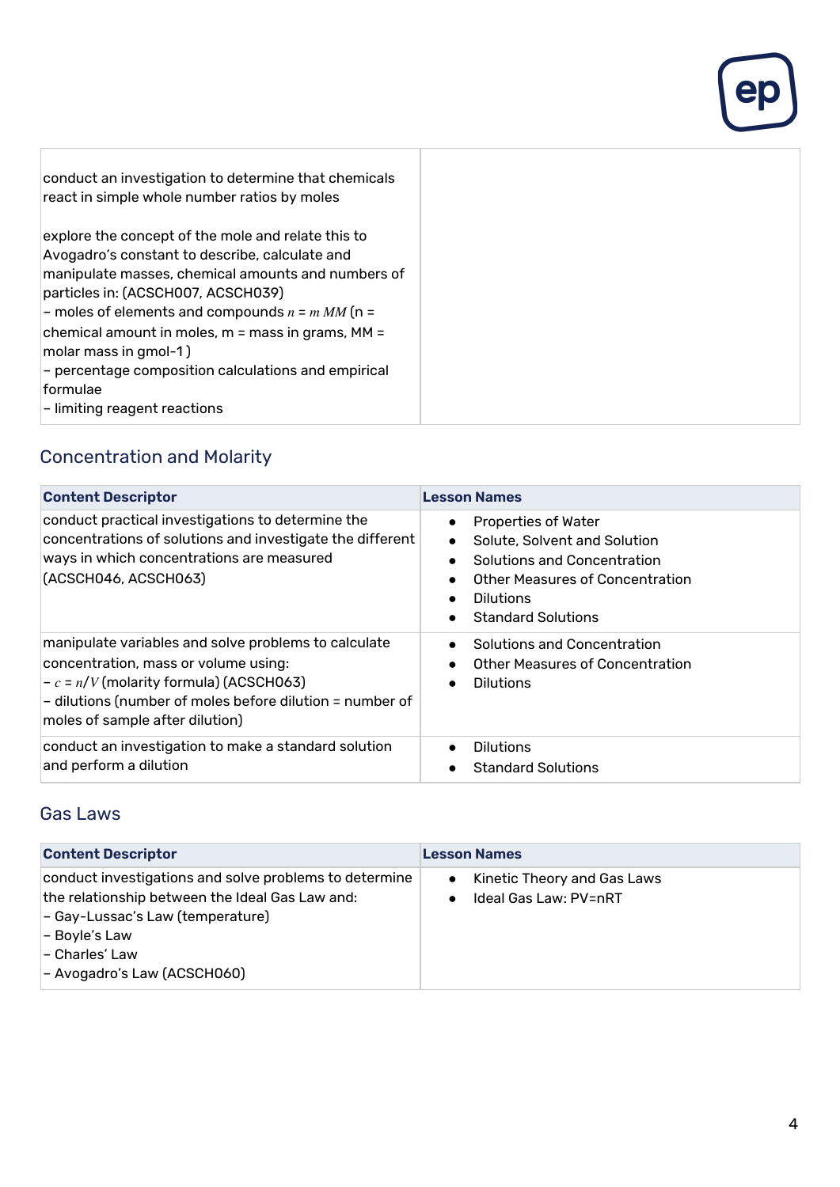| | |
|---|---|
| conduct an investigation to determine that chemicals react in simple whole number ratios by moles<br><br>explore the concept of the mole and relate this to Avogadro's constant to describe, calculate and manipulate masses, chemical amounts and numbers of particles in: (ACSCH007, ACSCH039)<br>– moles of elements and compounds $n = m\ MM$ (n = chemical amount in moles, m = mass in grams, MM = molar mass in gmol-1 )<br>– percentage composition calculations and empirical formulae<br>– limiting reagent reactions | |

## Concentration and Molarity

| Content Descriptor | Lesson Names |
|---|---|
| conduct practical investigations to determine the concentrations of solutions and investigate the different ways in which concentrations are measured (ACSCH046, ACSCH063) | • Properties of Water<br>• Solute, Solvent and Solution<br>• Solutions and Concentration<br>• Other Measures of Concentration<br>• Dilutions<br>• Standard Solutions |
| manipulate variables and solve problems to calculate concentration, mass or volume using:<br>– $c = n/V$ (molarity formula) (ACSCH063)<br>– dilutions (number of moles before dilution = number of moles of sample after dilution) | • Solutions and Concentration<br>• Other Measures of Concentration<br>• Dilutions |
| conduct an investigation to make a standard solution and perform a dilution | • Dilutions<br>• Standard Solutions |

## Gas Laws

| Content Descriptor | Lesson Names |
|---|---|
| conduct investigations and solve problems to determine the relationship between the Ideal Gas Law and:<br>– Gay-Lussac's Law (temperature)<br>– Boyle's Law<br>– Charles' Law<br>– Avogadro's Law (ACSCH060) | • Kinetic Theory and Gas Laws<br>• Ideal Gas Law: PV=nRT |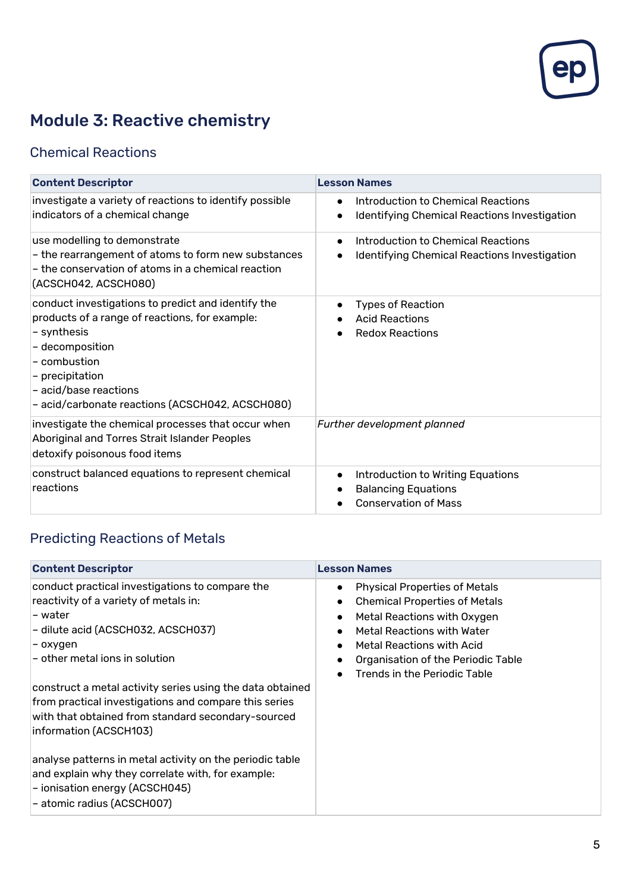# Module 3: Reactive chemistry

## Chemical Reactions

| Content Descriptor | Lesson Names |
|---|---|
| investigate a variety of reactions to identify possible indicators of a chemical change | • Introduction to Chemical Reactions<br>• Identifying Chemical Reactions Investigation |
| use modelling to demonstrate<br>– the rearrangement of atoms to form new substances<br>– the conservation of atoms in a chemical reaction (ACSCH042, ACSCH080) | • Introduction to Chemical Reactions<br>• Identifying Chemical Reactions Investigation |
| conduct investigations to predict and identify the products of a range of reactions, for example:<br>– synthesis<br>– decomposition<br>– combustion<br>– precipitation<br>– acid/base reactions<br>– acid/carbonate reactions (ACSCH042, ACSCH080) | • Types of Reaction<br>• Acid Reactions<br>• Redox Reactions |
| investigate the chemical processes that occur when Aboriginal and Torres Strait Islander Peoples detoxify poisonous food items | *Further development planned* |
| construct balanced equations to represent chemical reactions | • Introduction to Writing Equations<br>• Balancing Equations<br>• Conservation of Mass |

## Predicting Reactions of Metals

| Content Descriptor | Lesson Names |
|---|---|
| conduct practical investigations to compare the reactivity of a variety of metals in:<br>– water<br>– dilute acid (ACSCH032, ACSCH037)<br>– oxygen<br>– other metal ions in solution<br><br>construct a metal activity series using the data obtained from practical investigations and compare this series with that obtained from standard secondary-sourced information (ACSCH103)<br><br>analyse patterns in metal activity on the periodic table and explain why they correlate with, for example:<br>– ionisation energy (ACSCH045)<br>– atomic radius (ACSCH007) | • Physical Properties of Metals<br>• Chemical Properties of Metals<br>• Metal Reactions with Oxygen<br>• Metal Reactions with Water<br>• Metal Reactions with Acid<br>• Organisation of the Periodic Table<br>• Trends in the Periodic Table |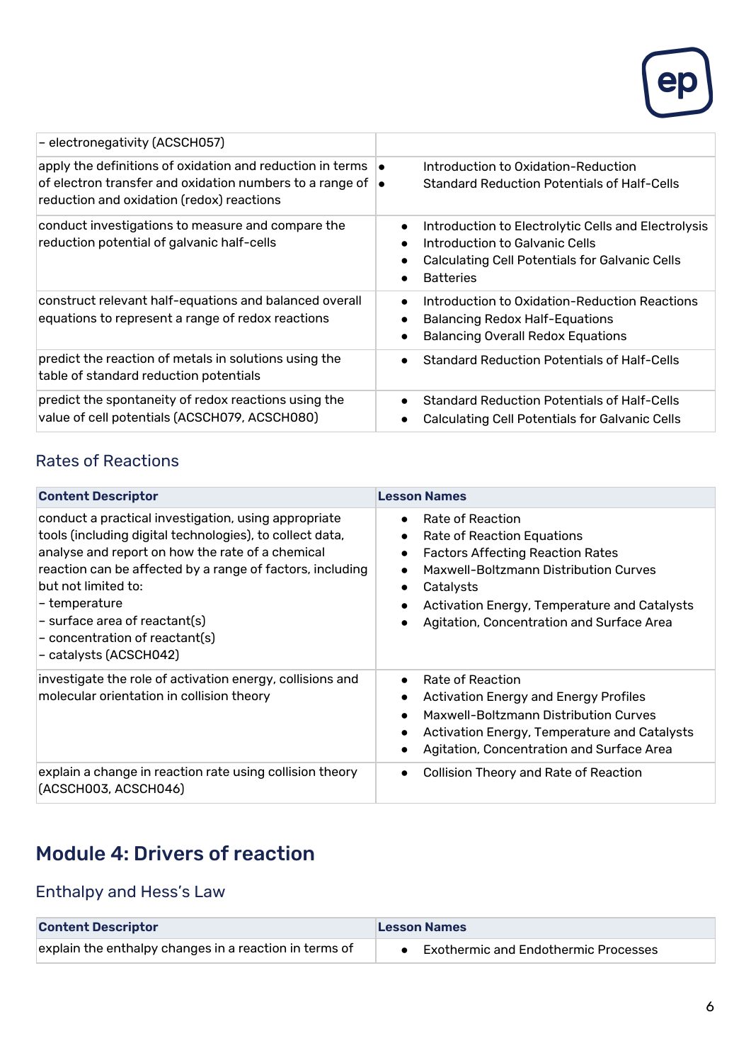| | |
|---|---|
| – electronegativity (ACSCH057) | |
| apply the definitions of oxidation and reduction in terms of electron transfer and oxidation numbers to a range of reduction and oxidation (redox) reactions | • Introduction to Oxidation-Reduction<br>• Standard Reduction Potentials of Half-Cells |
| conduct investigations to measure and compare the reduction potential of galvanic half-cells | • Introduction to Electrolytic Cells and Electrolysis<br>• Introduction to Galvanic Cells<br>• Calculating Cell Potentials for Galvanic Cells<br>• Batteries |
| construct relevant half-equations and balanced overall equations to represent a range of redox reactions | • Introduction to Oxidation-Reduction Reactions<br>• Balancing Redox Half-Equations<br>• Balancing Overall Redox Equations |
| predict the reaction of metals in solutions using the table of standard reduction potentials | • Standard Reduction Potentials of Half-Cells |
| predict the spontaneity of redox reactions using the value of cell potentials (ACSCH079, ACSCH080) | • Standard Reduction Potentials of Half-Cells<br>• Calculating Cell Potentials for Galvanic Cells |

### Rates of Reactions

| Content Descriptor | Lesson Names |
|---|---|
| conduct a practical investigation, using appropriate tools (including digital technologies), to collect data, analyse and report on how the rate of a chemical reaction can be affected by a range of factors, including but not limited to:<br>– temperature<br>– surface area of reactant(s)<br>– concentration of reactant(s)<br>– catalysts (ACSCH042) | • Rate of Reaction<br>• Rate of Reaction Equations<br>• Factors Affecting Reaction Rates<br>• Maxwell-Boltzmann Distribution Curves<br>• Catalysts<br>• Activation Energy, Temperature and Catalysts<br>• Agitation, Concentration and Surface Area |
| investigate the role of activation energy, collisions and molecular orientation in collision theory | • Rate of Reaction<br>• Activation Energy and Energy Profiles<br>• Maxwell-Boltzmann Distribution Curves<br>• Activation Energy, Temperature and Catalysts<br>• Agitation, Concentration and Surface Area |
| explain a change in reaction rate using collision theory (ACSCH003, ACSCH046) | • Collision Theory and Rate of Reaction |

## Module 4: Drivers of reaction

### Enthalpy and Hess's Law

| Content Descriptor | Lesson Names |
|---|---|
| explain the enthalpy changes in a reaction in terms of | • Exothermic and Endothermic Processes |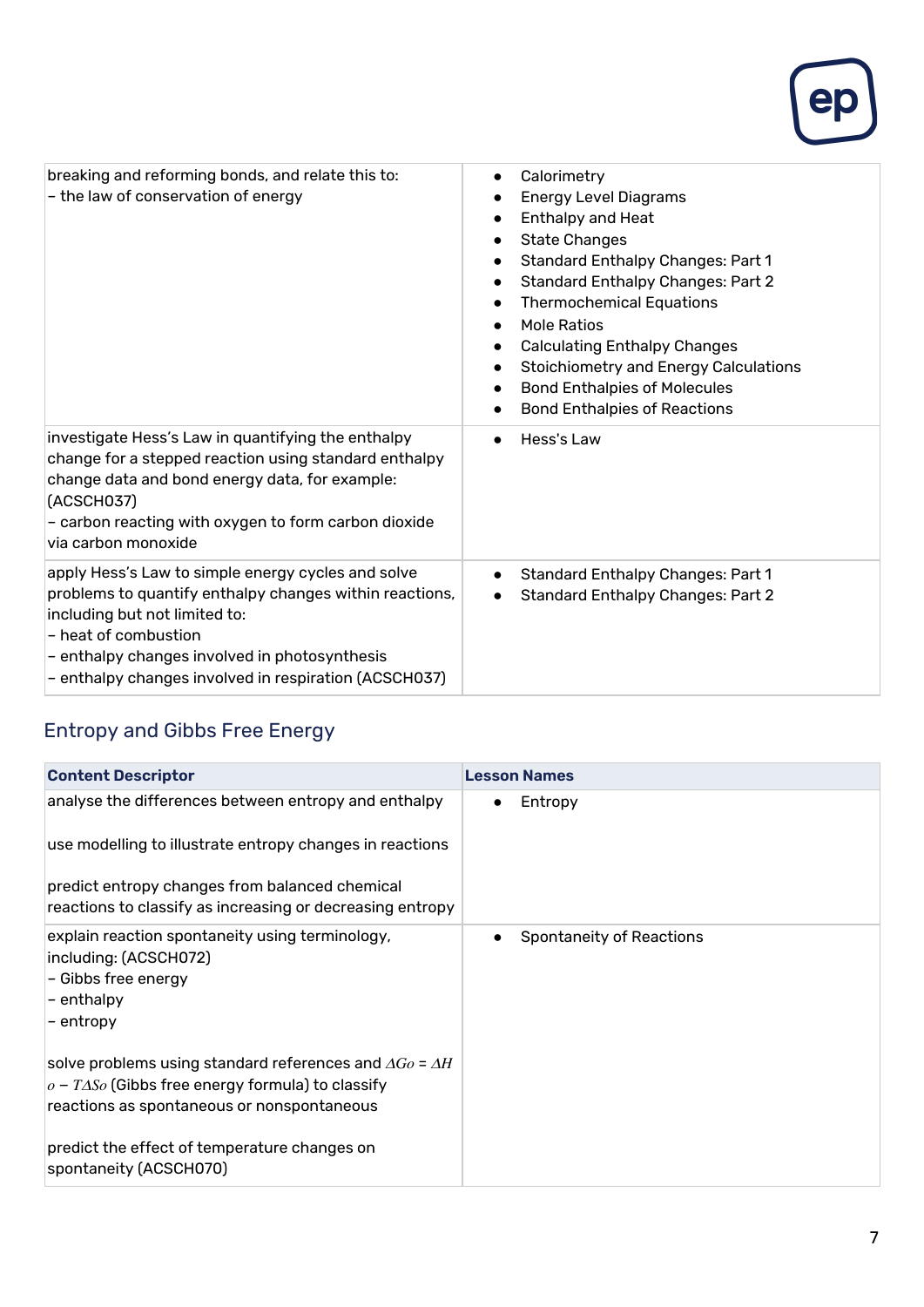| | |
|---|---|
| breaking and reforming bonds, and relate this to:<br>– the law of conservation of energy | • Calorimetry<br>• Energy Level Diagrams<br>• Enthalpy and Heat<br>• State Changes<br>• Standard Enthalpy Changes: Part 1<br>• Standard Enthalpy Changes: Part 2<br>• Thermochemical Equations<br>• Mole Ratios<br>• Calculating Enthalpy Changes<br>• Stoichiometry and Energy Calculations<br>• Bond Enthalpies of Molecules<br>• Bond Enthalpies of Reactions |
| investigate Hess's Law in quantifying the enthalpy change for a stepped reaction using standard enthalpy change data and bond energy data, for example: (ACSCH037)<br>– carbon reacting with oxygen to form carbon dioxide via carbon monoxide | • Hess's Law |
| apply Hess's Law to simple energy cycles and solve problems to quantify enthalpy changes within reactions, including but not limited to:<br>– heat of combustion<br>– enthalpy changes involved in photosynthesis<br>– enthalpy changes involved in respiration (ACSCH037) | • Standard Enthalpy Changes: Part 1<br>• Standard Enthalpy Changes: Part 2 |

## Entropy and Gibbs Free Energy

| Content Descriptor | Lesson Names |
|---|---|
| analyse the differences between entropy and enthalpy<br><br>use modelling to illustrate entropy changes in reactions<br><br>predict entropy changes from balanced chemical reactions to classify as increasing or decreasing entropy | • Entropy |
| explain reaction spontaneity using terminology, including: (ACSCH072)<br>– Gibbs free energy<br>– enthalpy<br>– entropy<br><br>solve problems using standard references and $\Delta G^o = \Delta H^o - T\Delta S^o$ (Gibbs free energy formula) to classify reactions as spontaneous or nonspontaneous<br><br>predict the effect of temperature changes on spontaneity (ACSCH070) | • Spontaneity of Reactions |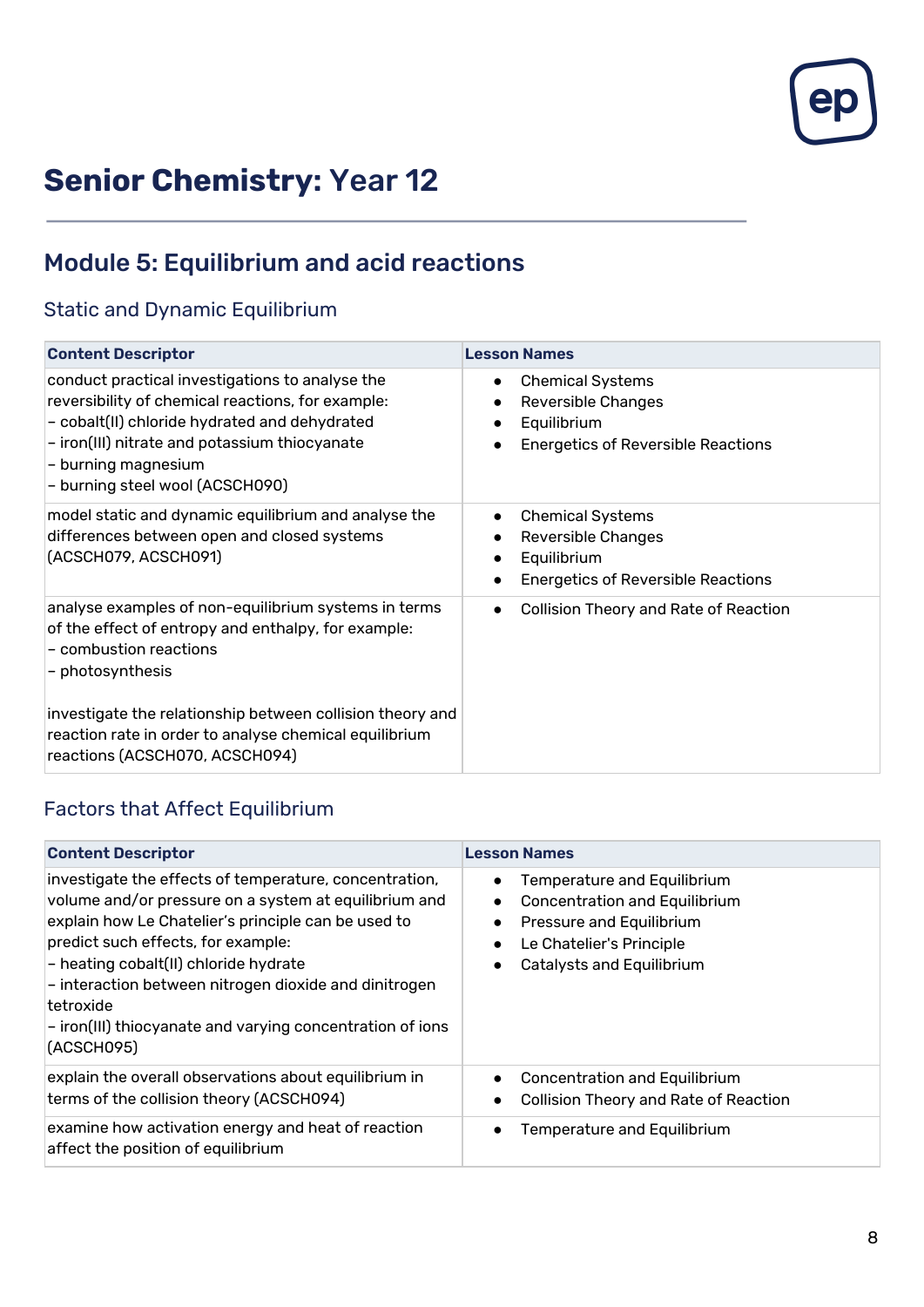# **Senior Chemistry:** Year 12

## Module 5: Equilibrium and acid reactions

### Static and Dynamic Equilibrium

| **Content Descriptor** | **Lesson Names** |
| --- | --- |
| conduct practical investigations to analyse the reversibility of chemical reactions, for example:<br>– cobalt(II) chloride hydrated and dehydrated<br>– iron(III) nitrate and potassium thiocyanate<br>– burning magnesium<br>– burning steel wool (ACSCH090) | • Chemical Systems<br>• Reversible Changes<br>• Equilibrium<br>• Energetics of Reversible Reactions |
| model static and dynamic equilibrium and analyse the differences between open and closed systems (ACSCH079, ACSCH091) | • Chemical Systems<br>• Reversible Changes<br>• Equilibrium<br>• Energetics of Reversible Reactions |
| analyse examples of non-equilibrium systems in terms of the effect of entropy and enthalpy, for example:<br>– combustion reactions<br>– photosynthesis<br><br>investigate the relationship between collision theory and reaction rate in order to analyse chemical equilibrium reactions (ACSCH070, ACSCH094) | • Collision Theory and Rate of Reaction |

### Factors that Affect Equilibrium

| **Content Descriptor** | **Lesson Names** |
| --- | --- |
| investigate the effects of temperature, concentration, volume and/or pressure on a system at equilibrium and explain how Le Chatelier's principle can be used to predict such effects, for example:<br>– heating cobalt(II) chloride hydrate<br>– interaction between nitrogen dioxide and dinitrogen tetroxide<br>– iron(III) thiocyanate and varying concentration of ions (ACSCH095) | • Temperature and Equilibrium<br>• Concentration and Equilibrium<br>• Pressure and Equilibrium<br>• Le Chatelier's Principle<br>• Catalysts and Equilibrium |
| explain the overall observations about equilibrium in terms of the collision theory (ACSCH094) | • Concentration and Equilibrium<br>• Collision Theory and Rate of Reaction |
| examine how activation energy and heat of reaction affect the position of equilibrium | • Temperature and Equilibrium |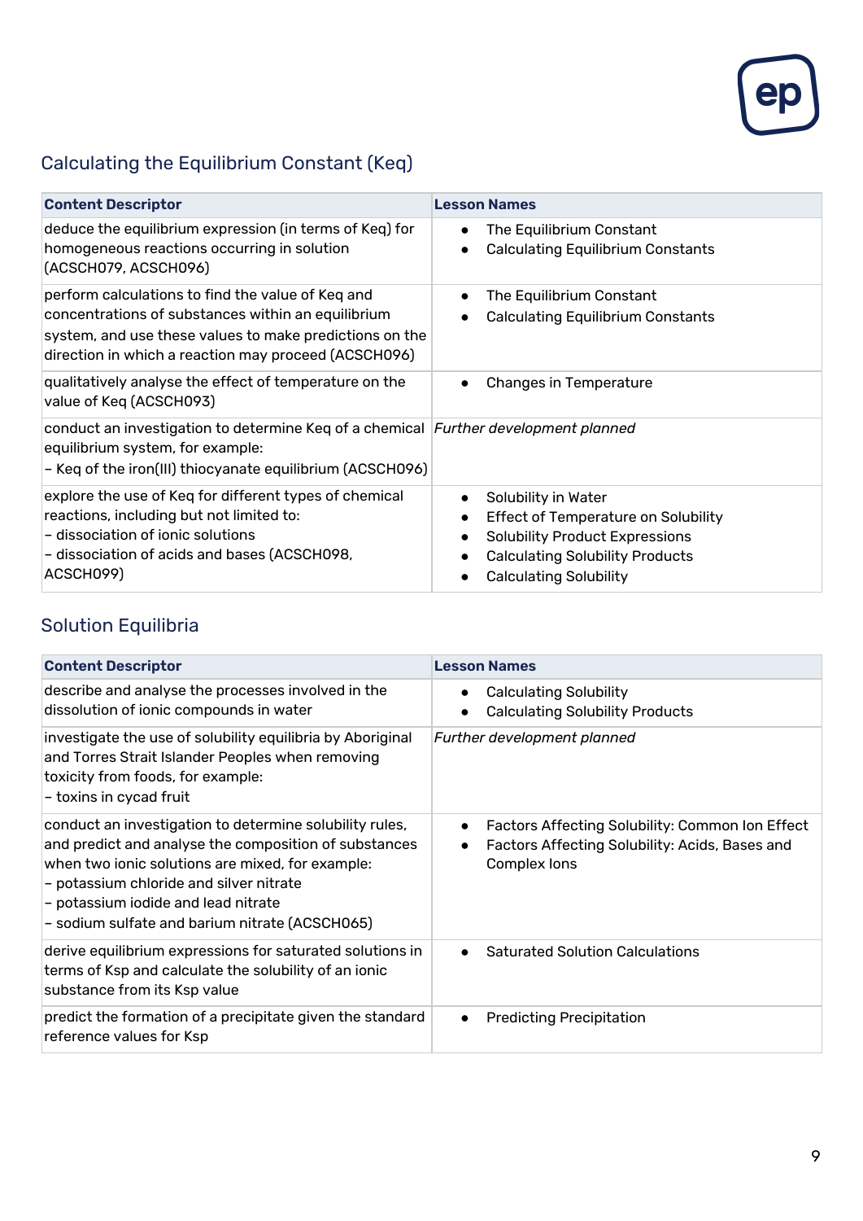## Calculating the Equilibrium Constant (Keq)

| Content Descriptor | Lesson Names |
|---|---|
| deduce the equilibrium expression (in terms of Keq) for homogeneous reactions occurring in solution (ACSCH079, ACSCH096) | • The Equilibrium Constant<br>• Calculating Equilibrium Constants |
| perform calculations to find the value of Keq and concentrations of substances within an equilibrium system, and use these values to make predictions on the direction in which a reaction may proceed (ACSCH096) | • The Equilibrium Constant<br>• Calculating Equilibrium Constants |
| qualitatively analyse the effect of temperature on the value of Keq (ACSCH093) | • Changes in Temperature |
| conduct an investigation to determine Keq of a chemical equilibrium system, for example:<br>– Keq of the iron(III) thiocyanate equilibrium (ACSCH096) | *Further development planned* |
| explore the use of Keq for different types of chemical reactions, including but not limited to:<br>– dissociation of ionic solutions<br>– dissociation of acids and bases (ACSCH098, ACSCH099) | • Solubility in Water<br>• Effect of Temperature on Solubility<br>• Solubility Product Expressions<br>• Calculating Solubility Products<br>• Calculating Solubility |

## Solution Equilibria

| Content Descriptor | Lesson Names |
|---|---|
| describe and analyse the processes involved in the dissolution of ionic compounds in water | • Calculating Solubility<br>• Calculating Solubility Products |
| investigate the use of solubility equilibria by Aboriginal and Torres Strait Islander Peoples when removing toxicity from foods, for example:<br>– toxins in cycad fruit | *Further development planned* |
| conduct an investigation to determine solubility rules, and predict and analyse the composition of substances when two ionic solutions are mixed, for example:<br>– potassium chloride and silver nitrate<br>– potassium iodide and lead nitrate<br>– sodium sulfate and barium nitrate (ACSCH065) | • Factors Affecting Solubility: Common Ion Effect<br>• Factors Affecting Solubility: Acids, Bases and Complex Ions |
| derive equilibrium expressions for saturated solutions in terms of Ksp and calculate the solubility of an ionic substance from its Ksp value | • Saturated Solution Calculations |
| predict the formation of a precipitate given the standard reference values for Ksp | • Predicting Precipitation |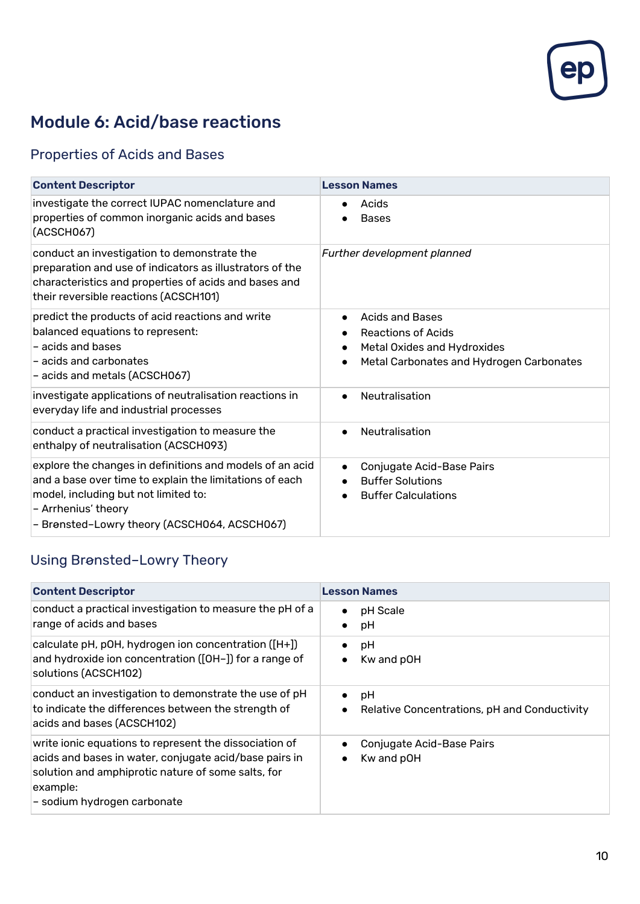# Module 6: Acid/base reactions

## Properties of Acids and Bases

| Content Descriptor | Lesson Names |
|---|---|
| investigate the correct IUPAC nomenclature and properties of common inorganic acids and bases (ACSCH067) | • Acids<br>• Bases |
| conduct an investigation to demonstrate the preparation and use of indicators as illustrators of the characteristics and properties of acids and bases and their reversible reactions (ACSCH101) | *Further development planned* |
| predict the products of acid reactions and write balanced equations to represent:<br>– acids and bases<br>– acids and carbonates<br>– acids and metals (ACSCH067) | • Acids and Bases<br>• Reactions of Acids<br>• Metal Oxides and Hydroxides<br>• Metal Carbonates and Hydrogen Carbonates |
| investigate applications of neutralisation reactions in everyday life and industrial processes | • Neutralisation |
| conduct a practical investigation to measure the enthalpy of neutralisation (ACSCH093) | • Neutralisation |
| explore the changes in definitions and models of an acid and a base over time to explain the limitations of each model, including but not limited to:<br>– Arrhenius' theory<br>– Brønsted–Lowry theory (ACSCH064, ACSCH067) | • Conjugate Acid-Base Pairs<br>• Buffer Solutions<br>• Buffer Calculations |

## Using Brønsted–Lowry Theory

| Content Descriptor | Lesson Names |
|---|---|
| conduct a practical investigation to measure the pH of a range of acids and bases | • pH Scale<br>• pH |
| calculate pH, pOH, hydrogen ion concentration ([H+]) and hydroxide ion concentration ([OH−]) for a range of solutions (ACSCH102) | • pH<br>• Kw and pOH |
| conduct an investigation to demonstrate the use of pH to indicate the differences between the strength of acids and bases (ACSCH102) | • pH<br>• Relative Concentrations, pH and Conductivity |
| write ionic equations to represent the dissociation of acids and bases in water, conjugate acid/base pairs in solution and amphiprotic nature of some salts, for example:<br>– sodium hydrogen carbonate | • Conjugate Acid-Base Pairs<br>• Kw and pOH |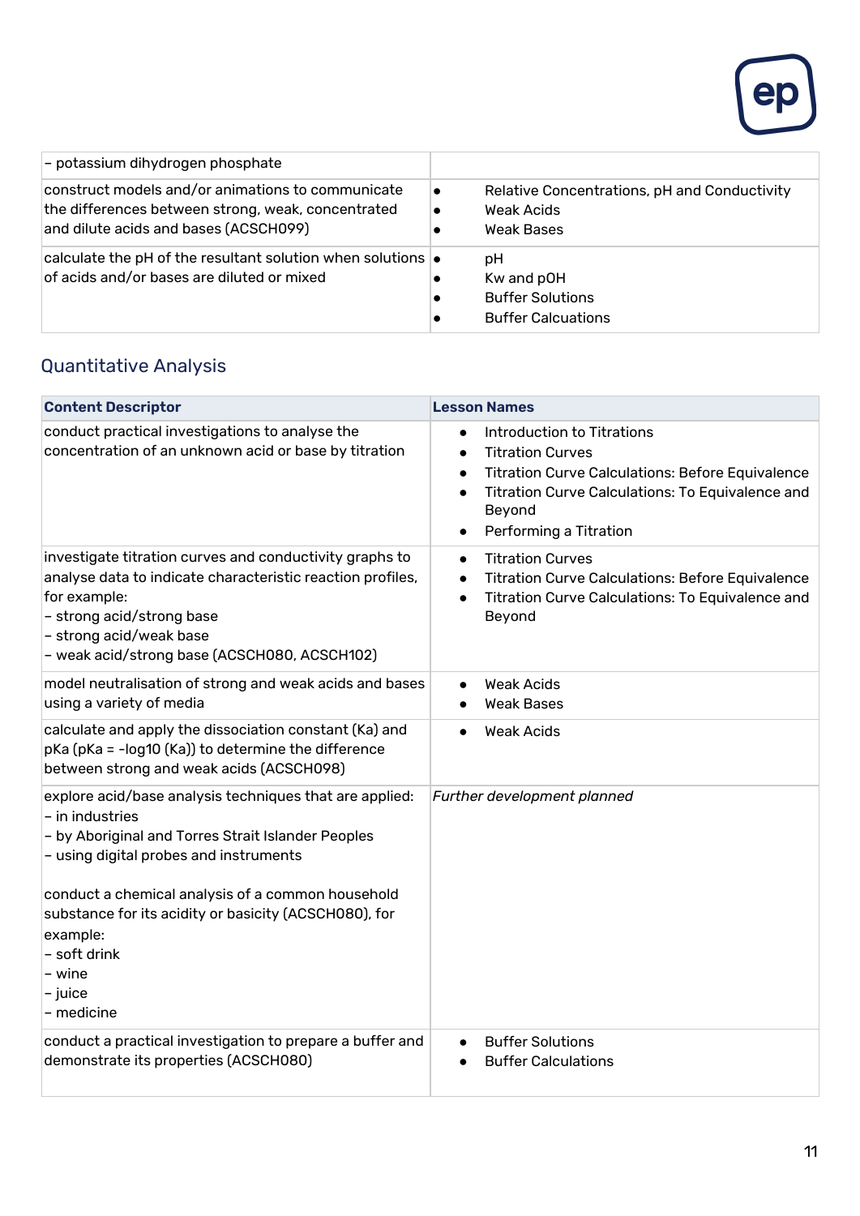| | |
|---|---|
| – potassium dihydrogen phosphate | |
| construct models and/or animations to communicate the differences between strong, weak, concentrated and dilute acids and bases (ACSCH099) | • Relative Concentrations, pH and Conductivity<br>• Weak Acids<br>• Weak Bases |
| calculate the pH of the resultant solution when solutions of acids and/or bases are diluted or mixed | • pH<br>• Kw and pOH<br>• Buffer Solutions<br>• Buffer Calcuations |

## Quantitative Analysis

| Content Descriptor | Lesson Names |
|---|---|
| conduct practical investigations to analyse the concentration of an unknown acid or base by titration | • Introduction to Titrations<br>• Titration Curves<br>• Titration Curve Calculations: Before Equivalence<br>• Titration Curve Calculations: To Equivalence and Beyond<br>• Performing a Titration |
| investigate titration curves and conductivity graphs to analyse data to indicate characteristic reaction profiles, for example:<br>– strong acid/strong base<br>– strong acid/weak base<br>– weak acid/strong base (ACSCH080, ACSCH102) | • Titration Curves<br>• Titration Curve Calculations: Before Equivalence<br>• Titration Curve Calculations: To Equivalence and Beyond |
| model neutralisation of strong and weak acids and bases using a variety of media | • Weak Acids<br>• Weak Bases |
| calculate and apply the dissociation constant (Ka) and pKa (pKa = -log10 (Ka)) to determine the difference between strong and weak acids (ACSCH098) | • Weak Acids |
| explore acid/base analysis techniques that are applied:<br>– in industries<br>– by Aboriginal and Torres Strait Islander Peoples<br>– using digital probes and instruments<br><br>conduct a chemical analysis of a common household substance for its acidity or basicity (ACSCH080), for example:<br>– soft drink<br>– wine<br>– juice<br>– medicine | *Further development planned* |
| conduct a practical investigation to prepare a buffer and demonstrate its properties (ACSCH080) | • Buffer Solutions<br>• Buffer Calculations |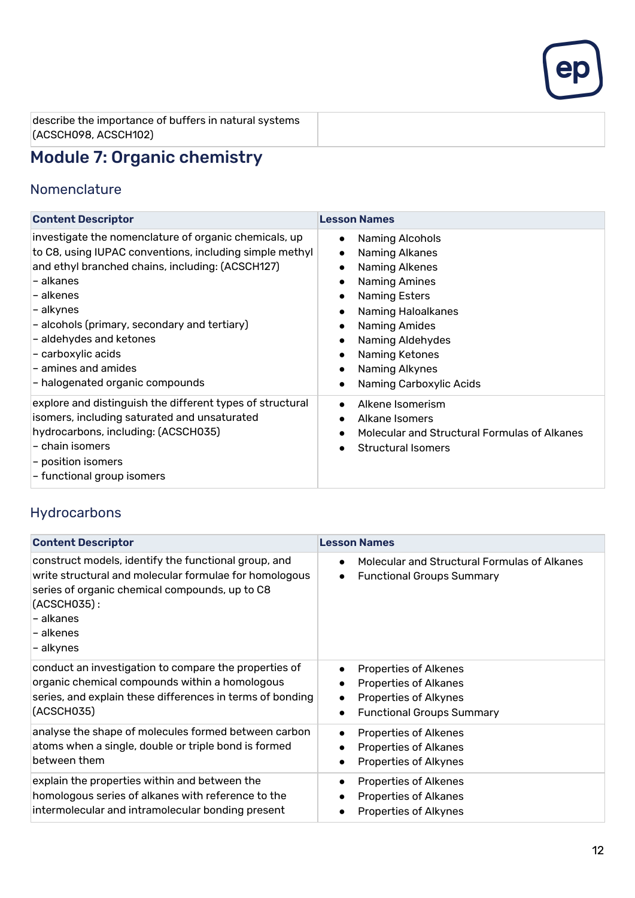| describe the importance of buffers in natural systems (ACSCH098, ACSCH102) | |
|---|---|

## Module 7: Organic chemistry

### Nomenclature

| Content Descriptor | Lesson Names |
|---|---|
| investigate the nomenclature of organic chemicals, up to C8, using IUPAC conventions, including simple methyl and ethyl branched chains, including: (ACSCH127)<br>– alkanes<br>– alkenes<br>– alkynes<br>– alcohols (primary, secondary and tertiary)<br>– aldehydes and ketones<br>– carboxylic acids<br>– amines and amides<br>– halogenated organic compounds | • Naming Alcohols<br>• Naming Alkanes<br>• Naming Alkenes<br>• Naming Amines<br>• Naming Esters<br>• Naming Haloalkanes<br>• Naming Amides<br>• Naming Aldehydes<br>• Naming Ketones<br>• Naming Alkynes<br>• Naming Carboxylic Acids |
| explore and distinguish the different types of structural isomers, including saturated and unsaturated hydrocarbons, including: (ACSCH035)<br>– chain isomers<br>– position isomers<br>– functional group isomers | • Alkene Isomerism<br>• Alkane Isomers<br>• Molecular and Structural Formulas of Alkanes<br>• Structural Isomers |

### Hydrocarbons

| Content Descriptor | Lesson Names |
|---|---|
| construct models, identify the functional group, and write structural and molecular formulae for homologous series of organic chemical compounds, up to C8 (ACSCH035) :<br>– alkanes<br>– alkenes<br>– alkynes | • Molecular and Structural Formulas of Alkanes<br>• Functional Groups Summary |
| conduct an investigation to compare the properties of organic chemical compounds within a homologous series, and explain these differences in terms of bonding (ACSCH035) | • Properties of Alkenes<br>• Properties of Alkanes<br>• Properties of Alkynes<br>• Functional Groups Summary |
| analyse the shape of molecules formed between carbon atoms when a single, double or triple bond is formed between them | • Properties of Alkenes<br>• Properties of Alkanes<br>• Properties of Alkynes |
| explain the properties within and between the homologous series of alkanes with reference to the intermolecular and intramolecular bonding present | • Properties of Alkenes<br>• Properties of Alkanes<br>• Properties of Alkynes |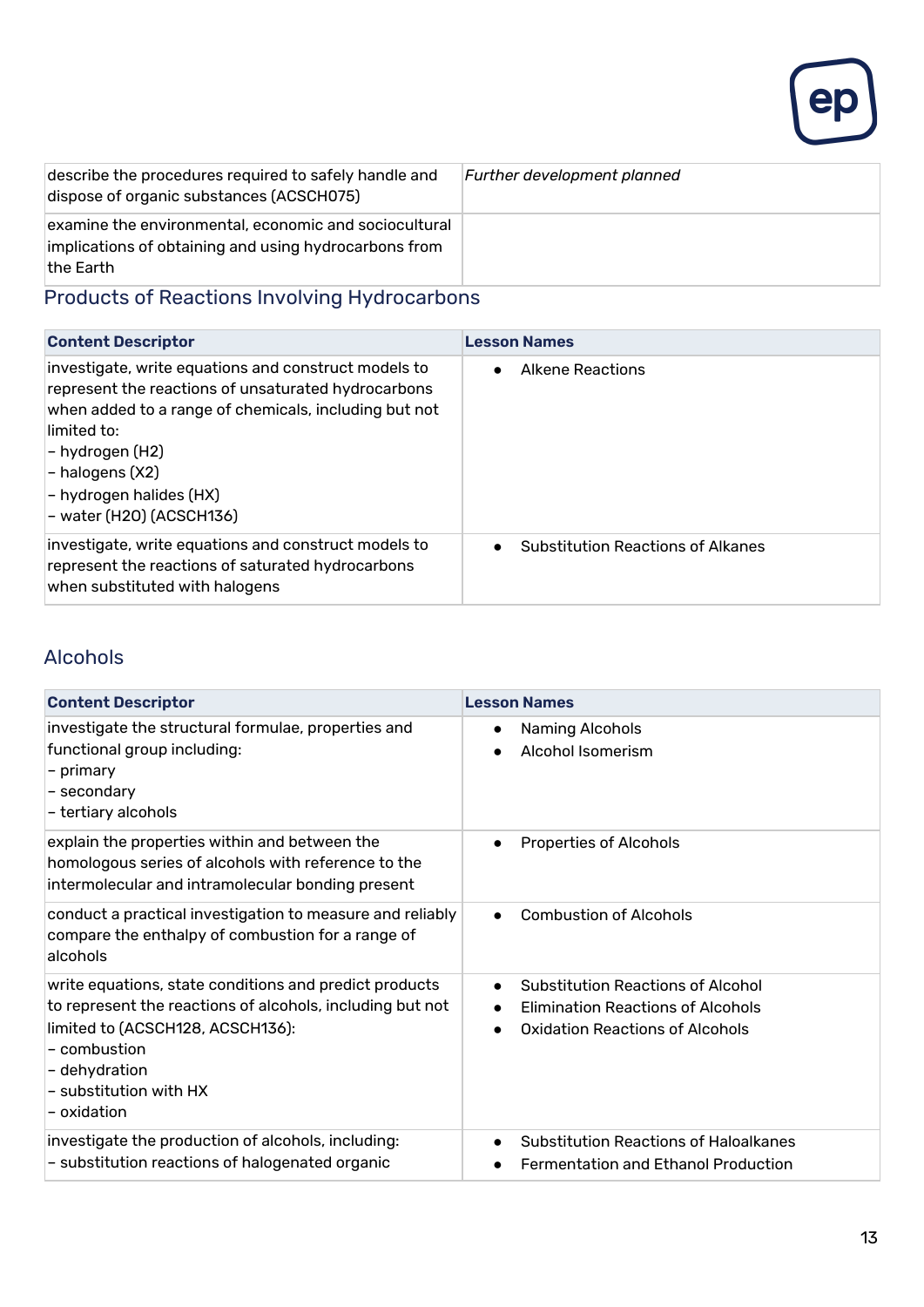| | |
|---|---|
| describe the procedures required to safely handle and dispose of organic substances (ACSCH075) | *Further development planned* |
| examine the environmental, economic and sociocultural implications of obtaining and using hydrocarbons from the Earth | |

## Products of Reactions Involving Hydrocarbons

| Content Descriptor | Lesson Names |
|---|---|
| investigate, write equations and construct models to represent the reactions of unsaturated hydrocarbons when added to a range of chemicals, including but not limited to:<br>– hydrogen (H2)<br>– halogens (X2)<br>– hydrogen halides (HX)<br>– water (H2O) (ACSCH136) | • Alkene Reactions |
| investigate, write equations and construct models to represent the reactions of saturated hydrocarbons when substituted with halogens | • Substitution Reactions of Alkanes |

## Alcohols

| Content Descriptor | Lesson Names |
|---|---|
| investigate the structural formulae, properties and functional group including:<br>– primary<br>– secondary<br>– tertiary alcohols | • Naming Alcohols<br>• Alcohol Isomerism |
| explain the properties within and between the homologous series of alcohols with reference to the intermolecular and intramolecular bonding present | • Properties of Alcohols |
| conduct a practical investigation to measure and reliably compare the enthalpy of combustion for a range of alcohols | • Combustion of Alcohols |
| write equations, state conditions and predict products to represent the reactions of alcohols, including but not limited to (ACSCH128, ACSCH136):<br>– combustion<br>– dehydration<br>– substitution with HX<br>– oxidation | • Substitution Reactions of Alcohol<br>• Elimination Reactions of Alcohols<br>• Oxidation Reactions of Alcohols |
| investigate the production of alcohols, including:<br>– substitution reactions of halogenated organic | • Substitution Reactions of Haloalkanes<br>• Fermentation and Ethanol Production |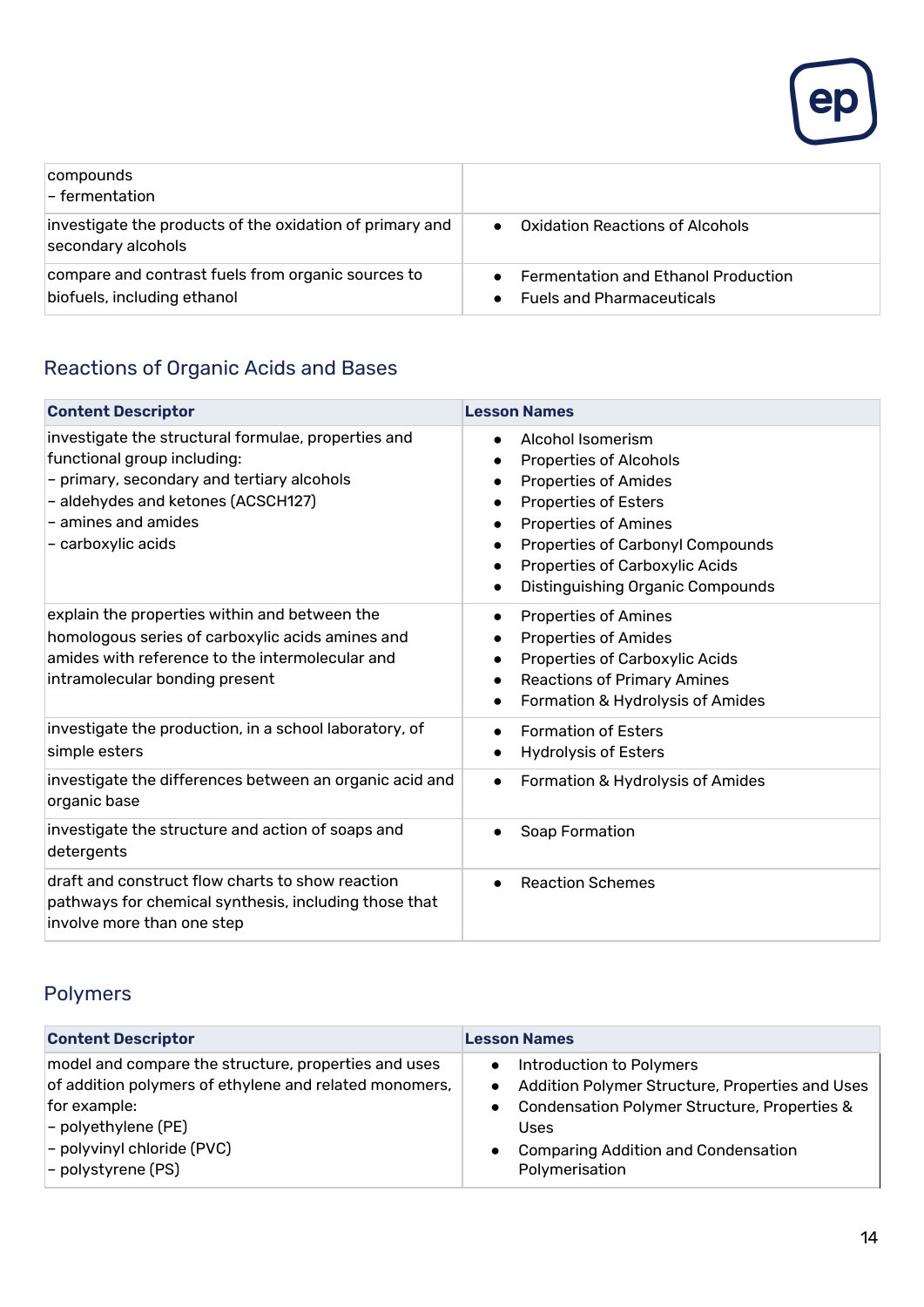| | |
|---|---|
| compounds<br>– fermentation | |
| investigate the products of the oxidation of primary and secondary alcohols | • Oxidation Reactions of Alcohols |
| compare and contrast fuels from organic sources to biofuels, including ethanol | • Fermentation and Ethanol Production<br>• Fuels and Pharmaceuticals |

## Reactions of Organic Acids and Bases

| Content Descriptor | Lesson Names |
|---|---|
| investigate the structural formulae, properties and functional group including:<br>– primary, secondary and tertiary alcohols<br>– aldehydes and ketones (ACSCH127)<br>– amines and amides<br>– carboxylic acids | • Alcohol Isomerism<br>• Properties of Alcohols<br>• Properties of Amides<br>• Properties of Esters<br>• Properties of Amines<br>• Properties of Carbonyl Compounds<br>• Properties of Carboxylic Acids<br>• Distinguishing Organic Compounds |
| explain the properties within and between the homologous series of carboxylic acids amines and amides with reference to the intermolecular and intramolecular bonding present | • Properties of Amines<br>• Properties of Amides<br>• Properties of Carboxylic Acids<br>• Reactions of Primary Amines<br>• Formation & Hydrolysis of Amides |
| investigate the production, in a school laboratory, of simple esters | • Formation of Esters<br>• Hydrolysis of Esters |
| investigate the differences between an organic acid and organic base | • Formation & Hydrolysis of Amides |
| investigate the structure and action of soaps and detergents | • Soap Formation |
| draft and construct flow charts to show reaction pathways for chemical synthesis, including those that involve more than one step | • Reaction Schemes |

## Polymers

| Content Descriptor | Lesson Names |
|---|---|
| model and compare the structure, properties and uses of addition polymers of ethylene and related monomers, for example:<br>– polyethylene (PE)<br>– polyvinyl chloride (PVC)<br>– polystyrene (PS) | • Introduction to Polymers<br>• Addition Polymer Structure, Properties and Uses<br>• Condensation Polymer Structure, Properties & Uses<br>• Comparing Addition and Condensation Polymerisation |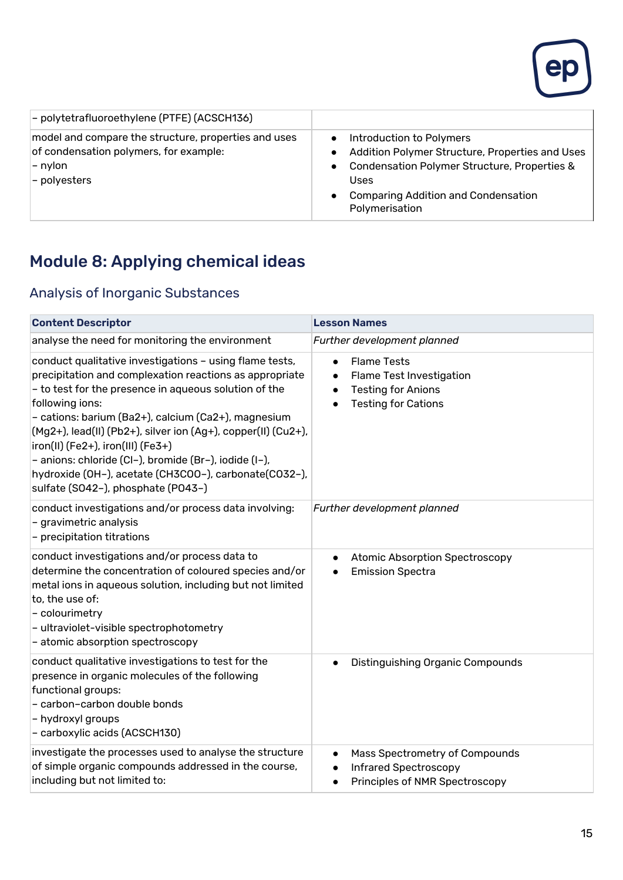| | |
|---|---|
| – polytetrafluoroethylene (PTFE) (ACSCH136) | |
| model and compare the structure, properties and uses of condensation polymers, for example:<br>– nylon<br>– polyesters | • Introduction to Polymers<br>• Addition Polymer Structure, Properties and Uses<br>• Condensation Polymer Structure, Properties & Uses<br>• Comparing Addition and Condensation Polymerisation |

## Module 8: Applying chemical ideas

### Analysis of Inorganic Substances

| Content Descriptor | Lesson Names |
|---|---|
| analyse the need for monitoring the environment | *Further development planned* |
| conduct qualitative investigations – using flame tests, precipitation and complexation reactions as appropriate – to test for the presence in aqueous solution of the following ions:<br>– cations: barium ($Ba^{2+}$), calcium ($Ca^{2+}$), magnesium ($Mg^{2+}$), lead(II) ($Pb^{2+}$), silver ion ($Ag^{+}$), copper(II) ($Cu^{2+}$), iron(II) ($Fe^{2+}$), iron(III) ($Fe^{3+}$)<br>– anions: chloride ($Cl^{-}$), bromide ($Br^{-}$), iodide ($I^{-}$), hydroxide ($OH^{-}$), acetate ($CH_3COO^{-}$), carbonate($CO_3^{2-}$), sulfate ($SO_4^{2-}$), phosphate ($PO_4^{3-}$) | • Flame Tests<br>• Flame Test Investigation<br>• Testing for Anions<br>• Testing for Cations |
| conduct investigations and/or process data involving:<br>– gravimetric analysis<br>– precipitation titrations | *Further development planned* |
| conduct investigations and/or process data to determine the concentration of coloured species and/or metal ions in aqueous solution, including but not limited to, the use of:<br>– colourimetry<br>– ultraviolet-visible spectrophotometry<br>– atomic absorption spectroscopy | • Atomic Absorption Spectroscopy<br>• Emission Spectra |
| conduct qualitative investigations to test for the presence in organic molecules of the following functional groups:<br>– carbon–carbon double bonds<br>– hydroxyl groups<br>– carboxylic acids (ACSCH130) | • Distinguishing Organic Compounds |
| investigate the processes used to analyse the structure of simple organic compounds addressed in the course, including but not limited to: | • Mass Spectrometry of Compounds<br>• Infrared Spectroscopy<br>• Principles of NMR Spectroscopy |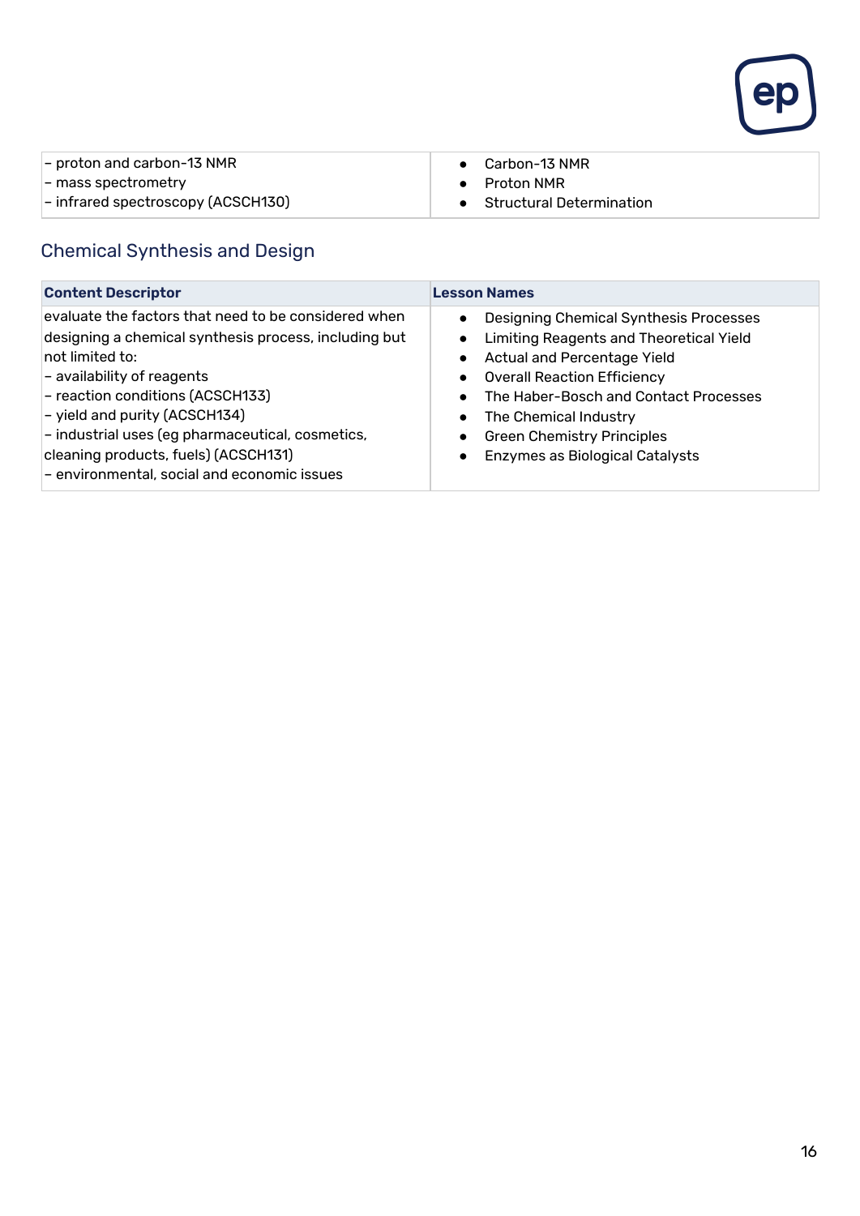| | |
|---|---|
| – proton and carbon-13 NMR<br>– mass spectrometry<br>– infrared spectroscopy (ACSCH130) | • Carbon-13 NMR<br>• Proton NMR<br>• Structural Determination |

## Chemical Synthesis and Design

| Content Descriptor | Lesson Names |
|---|---|
| evaluate the factors that need to be considered when designing a chemical synthesis process, including but not limited to:<br>– availability of reagents<br>– reaction conditions (ACSCH133)<br>– yield and purity (ACSCH134)<br>– industrial uses (eg pharmaceutical, cosmetics, cleaning products, fuels) (ACSCH131)<br>– environmental, social and economic issues | • Designing Chemical Synthesis Processes<br>• Limiting Reagents and Theoretical Yield<br>• Actual and Percentage Yield<br>• Overall Reaction Efficiency<br>• The Haber-Bosch and Contact Processes<br>• The Chemical Industry<br>• Green Chemistry Principles<br>• Enzymes as Biological Catalysts |